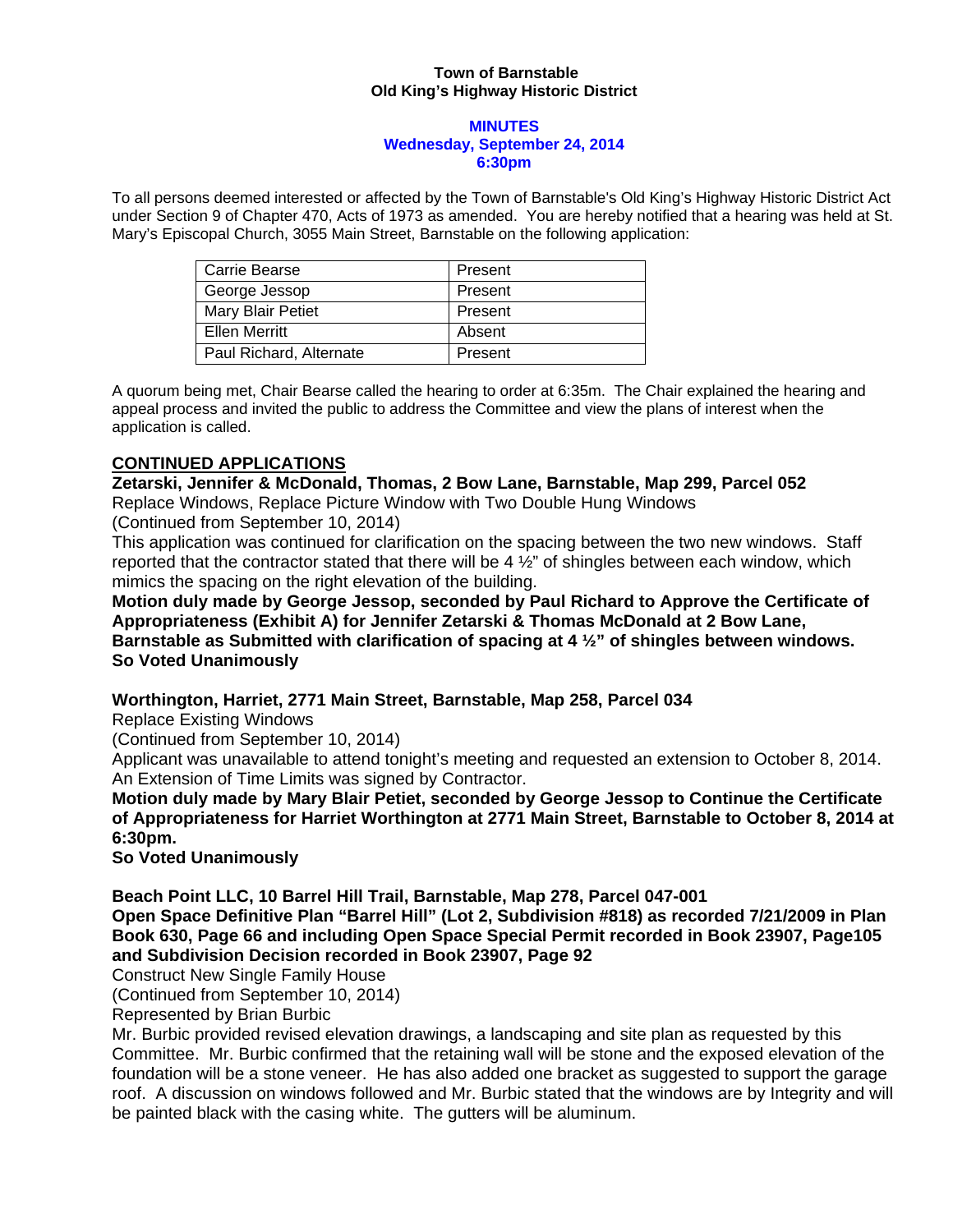**Town of Barnstable**
**Old King's Highway Historic District**

**MINUTES**
**Wednesday, September 24, 2014**
**6:30pm**

To all persons deemed interested or affected by the Town of Barnstable's Old King's Highway Historic District Act under Section 9 of Chapter 470, Acts of 1973 as amended. You are hereby notified that a hearing was held at St. Mary's Episcopal Church, 3055 Main Street, Barnstable on the following application:

| | |
|---|---|
| Carrie Bearse | Present |
| George Jessop | Present |
| Mary Blair Petiet | Present |
| Ellen Merritt | Absent |
| Paul Richard, Alternate | Present |

A quorum being met, Chair Bearse called the hearing to order at 6:35m. The Chair explained the hearing and appeal process and invited the public to address the Committee and view the plans of interest when the application is called.

## CONTINUED APPLICATIONS

**Zetarski, Jennifer & McDonald, Thomas, 2 Bow Lane, Barnstable, Map 299, Parcel 052**
Replace Windows, Replace Picture Window with Two Double Hung Windows
(Continued from September 10, 2014)
This application was continued for clarification on the spacing between the two new windows. Staff reported that the contractor stated that there will be 4 ½" of shingles between each window, which mimics the spacing on the right elevation of the building.
**Motion duly made by George Jessop, seconded by Paul Richard to Approve the Certificate of Appropriateness (Exhibit A) for Jennifer Zetarski & Thomas McDonald at 2 Bow Lane, Barnstable as Submitted with clarification of spacing at 4 ½" of shingles between windows.**
**So Voted Unanimously**

**Worthington, Harriet, 2771 Main Street, Barnstable, Map 258, Parcel 034**
Replace Existing Windows
(Continued from September 10, 2014)
Applicant was unavailable to attend tonight's meeting and requested an extension to October 8, 2014. An Extension of Time Limits was signed by Contractor.
**Motion duly made by Mary Blair Petiet, seconded by George Jessop to Continue the Certificate of Appropriateness for Harriet Worthington at 2771 Main Street, Barnstable to October 8, 2014 at 6:30pm.**
**So Voted Unanimously**

**Beach Point LLC, 10 Barrel Hill Trail, Barnstable, Map 278, Parcel 047-001**
**Open Space Definitive Plan "Barrel Hill" (Lot 2, Subdivision #818) as recorded 7/21/2009 in Plan Book 630, Page 66 and including Open Space Special Permit recorded in Book 23907, Page105 and Subdivision Decision recorded in Book 23907, Page 92**
Construct New Single Family House
(Continued from September 10, 2014)
Represented by Brian Burbic
Mr. Burbic provided revised elevation drawings, a landscaping and site plan as requested by this Committee. Mr. Burbic confirmed that the retaining wall will be stone and the exposed elevation of the foundation will be a stone veneer. He has also added one bracket as suggested to support the garage roof. A discussion on windows followed and Mr. Burbic stated that the windows are by Integrity and will be painted black with the casing white. The gutters will be aluminum.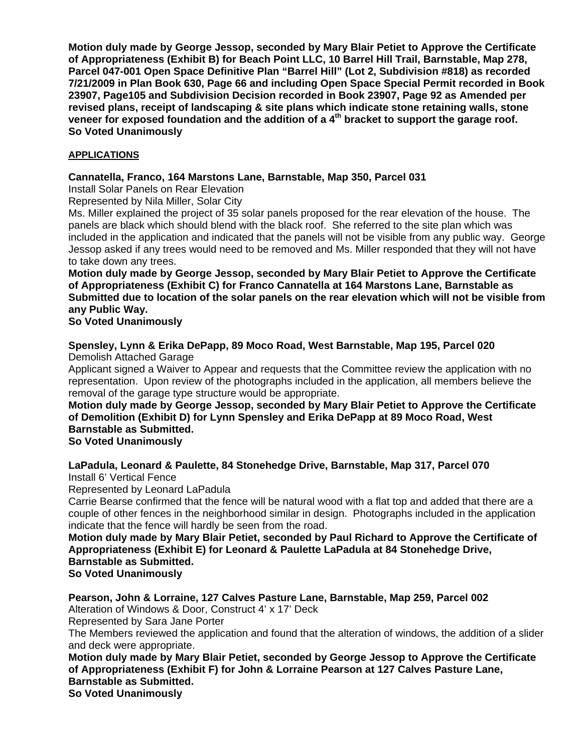**Motion duly made by George Jessop, seconded by Mary Blair Petiet to Approve the Certificate of Appropriateness (Exhibit B) for Beach Point LLC, 10 Barrel Hill Trail, Barnstable, Map 278, Parcel 047-001 Open Space Definitive Plan "Barrel Hill" (Lot 2, Subdivision #818) as recorded 7/21/2009 in Plan Book 630, Page 66 and including Open Space Special Permit recorded in Book 23907, Page105 and Subdivision Decision recorded in Book 23907, Page 92 as Amended per revised plans, receipt of landscaping & site plans which indicate stone retaining walls, stone veneer for exposed foundation and the addition of a 4th bracket to support the garage roof.**
**So Voted Unanimously**

**APPLICATIONS**

**Cannatella, Franco, 164 Marstons Lane, Barnstable, Map 350, Parcel 031**
Install Solar Panels on Rear Elevation
Represented by Nila Miller, Solar City
Ms. Miller explained the project of 35 solar panels proposed for the rear elevation of the house. The panels are black which should blend with the black roof. She referred to the site plan which was included in the application and indicated that the panels will not be visible from any public way. George Jessop asked if any trees would need to be removed and Ms. Miller responded that they will not have to take down any trees.
**Motion duly made by George Jessop, seconded by Mary Blair Petiet to Approve the Certificate of Appropriateness (Exhibit C) for Franco Cannatella at 164 Marstons Lane, Barnstable as Submitted due to location of the solar panels on the rear elevation which will not be visible from any Public Way.**
**So Voted Unanimously**

**Spensley, Lynn & Erika DePapp, 89 Moco Road, West Barnstable, Map 195, Parcel 020**
Demolish Attached Garage
Applicant signed a Waiver to Appear and requests that the Committee review the application with no representation. Upon review of the photographs included in the application, all members believe the removal of the garage type structure would be appropriate.
**Motion duly made by George Jessop, seconded by Mary Blair Petiet to Approve the Certificate of Demolition (Exhibit D) for Lynn Spensley and Erika DePapp at 89 Moco Road, West Barnstable as Submitted.**
**So Voted Unanimously**

**LaPadula, Leonard & Paulette, 84 Stonehedge Drive, Barnstable, Map 317, Parcel 070**
Install 6' Vertical Fence
Represented by Leonard LaPadula
Carrie Bearse confirmed that the fence will be natural wood with a flat top and added that there are a couple of other fences in the neighborhood similar in design. Photographs included in the application indicate that the fence will hardly be seen from the road.
**Motion duly made by Mary Blair Petiet, seconded by Paul Richard to Approve the Certificate of Appropriateness (Exhibit E) for Leonard & Paulette LaPadula at 84 Stonehedge Drive, Barnstable as Submitted.**
**So Voted Unanimously**

**Pearson, John & Lorraine, 127 Calves Pasture Lane, Barnstable, Map 259, Parcel 002**
Alteration of Windows & Door, Construct 4' x 17' Deck
Represented by Sara Jane Porter
The Members reviewed the application and found that the alteration of windows, the addition of a slider and deck were appropriate.
**Motion duly made by Mary Blair Petiet, seconded by George Jessop to Approve the Certificate of Appropriateness (Exhibit F) for John & Lorraine Pearson at 127 Calves Pasture Lane, Barnstable as Submitted.**
**So Voted Unanimously**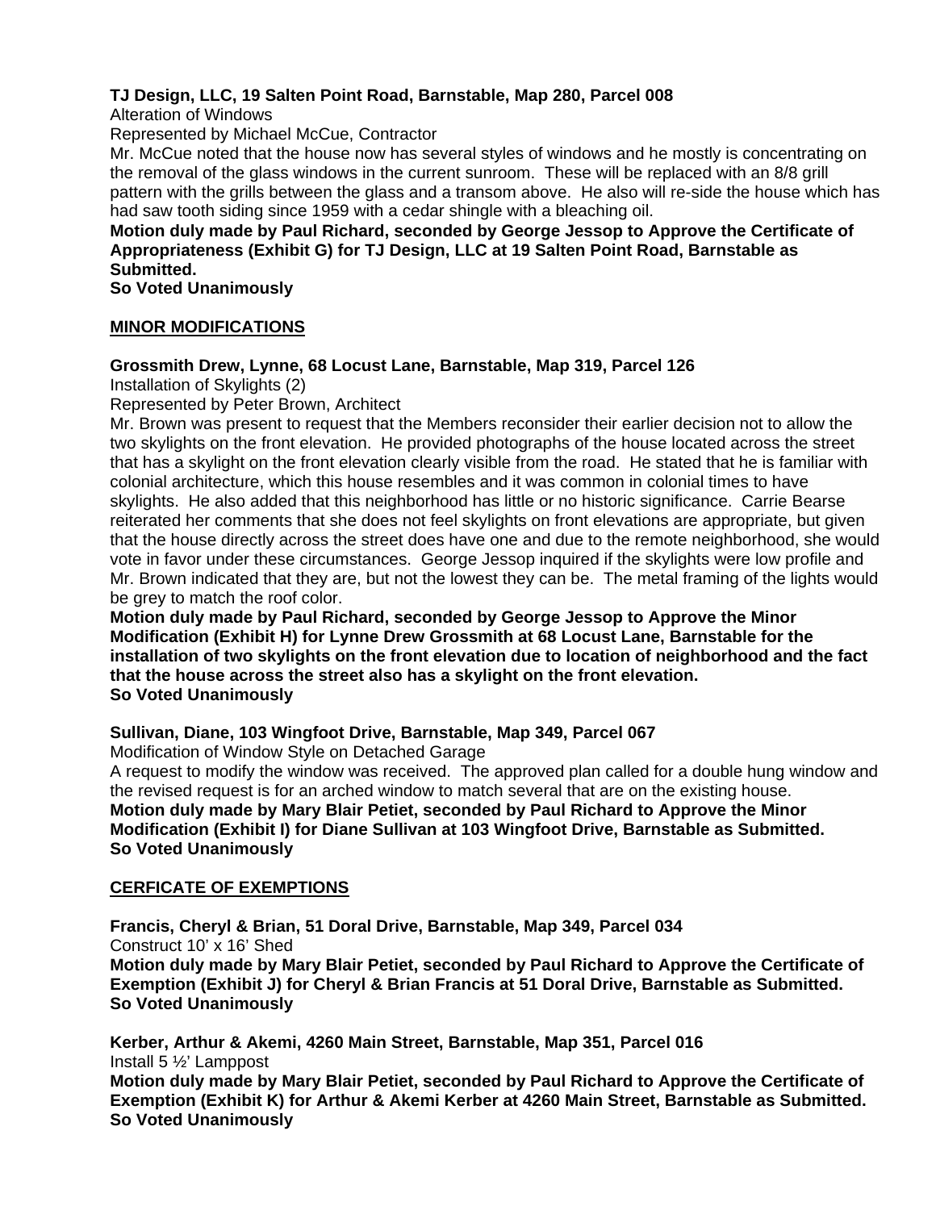**TJ Design, LLC, 19 Salten Point Road, Barnstable, Map 280, Parcel 008**
Alteration of Windows
Represented by Michael McCue, Contractor
Mr. McCue noted that the house now has several styles of windows and he mostly is concentrating on the removal of the glass windows in the current sunroom. These will be replaced with an 8/8 grill pattern with the grills between the glass and a transom above. He also will re-side the house which has had saw tooth siding since 1959 with a cedar shingle with a bleaching oil.
**Motion duly made by Paul Richard, seconded by George Jessop to Approve the Certificate of Appropriateness (Exhibit G) for TJ Design, LLC at 19 Salten Point Road, Barnstable as Submitted.**
**So Voted Unanimously**

## MINOR MODIFICATIONS

**Grossmith Drew, Lynne, 68 Locust Lane, Barnstable, Map 319, Parcel 126**
Installation of Skylights (2)
Represented by Peter Brown, Architect
Mr. Brown was present to request that the Members reconsider their earlier decision not to allow the two skylights on the front elevation. He provided photographs of the house located across the street that has a skylight on the front elevation clearly visible from the road. He stated that he is familiar with colonial architecture, which this house resembles and it was common in colonial times to have skylights. He also added that this neighborhood has little or no historic significance. Carrie Bearse reiterated her comments that she does not feel skylights on front elevations are appropriate, but given that the house directly across the street does have one and due to the remote neighborhood, she would vote in favor under these circumstances. George Jessop inquired if the skylights were low profile and Mr. Brown indicated that they are, but not the lowest they can be. The metal framing of the lights would be grey to match the roof color.
**Motion duly made by Paul Richard, seconded by George Jessop to Approve the Minor Modification (Exhibit H) for Lynne Drew Grossmith at 68 Locust Lane, Barnstable for the installation of two skylights on the front elevation due to location of neighborhood and the fact that the house across the street also has a skylight on the front elevation.**
**So Voted Unanimously**

**Sullivan, Diane, 103 Wingfoot Drive, Barnstable, Map 349, Parcel 067**
Modification of Window Style on Detached Garage
A request to modify the window was received. The approved plan called for a double hung window and the revised request is for an arched window to match several that are on the existing house.
**Motion duly made by Mary Blair Petiet, seconded by Paul Richard to Approve the Minor Modification (Exhibit I) for Diane Sullivan at 103 Wingfoot Drive, Barnstable as Submitted.**
**So Voted Unanimously**

## CERFICATE OF EXEMPTIONS

**Francis, Cheryl & Brian, 51 Doral Drive, Barnstable, Map 349, Parcel 034**
Construct 10' x 16' Shed
**Motion duly made by Mary Blair Petiet, seconded by Paul Richard to Approve the Certificate of Exemption (Exhibit J) for Cheryl & Brian Francis at 51 Doral Drive, Barnstable as Submitted.**
**So Voted Unanimously**

**Kerber, Arthur & Akemi, 4260 Main Street, Barnstable, Map 351, Parcel 016**
Install 5 ½' Lamppost
**Motion duly made by Mary Blair Petiet, seconded by Paul Richard to Approve the Certificate of Exemption (Exhibit K) for Arthur & Akemi Kerber at 4260 Main Street, Barnstable as Submitted.**
**So Voted Unanimously**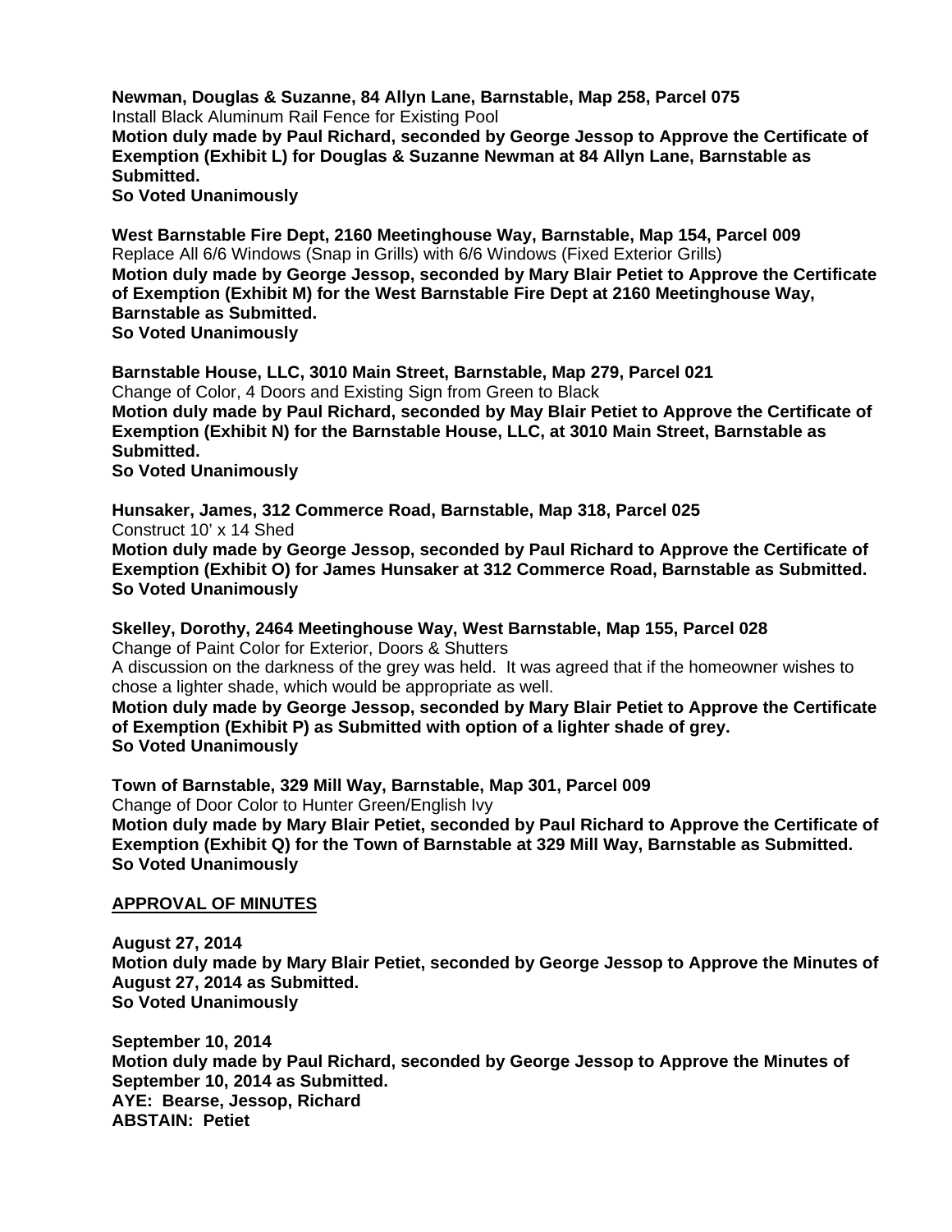**Newman, Douglas & Suzanne, 84 Allyn Lane, Barnstable, Map 258, Parcel 075**
Install Black Aluminum Rail Fence for Existing Pool
**Motion duly made by Paul Richard, seconded by George Jessop to Approve the Certificate of Exemption (Exhibit L) for Douglas & Suzanne Newman at 84 Allyn Lane, Barnstable as Submitted.**
**So Voted Unanimously**

**West Barnstable Fire Dept, 2160 Meetinghouse Way, Barnstable, Map 154, Parcel 009**
Replace All 6/6 Windows (Snap in Grills) with 6/6 Windows (Fixed Exterior Grills)
**Motion duly made by George Jessop, seconded by Mary Blair Petiet to Approve the Certificate of Exemption (Exhibit M) for the West Barnstable Fire Dept at 2160 Meetinghouse Way, Barnstable as Submitted.**
**So Voted Unanimously**

**Barnstable House, LLC, 3010 Main Street, Barnstable, Map 279, Parcel 021**
Change of Color, 4 Doors and Existing Sign from Green to Black
**Motion duly made by Paul Richard, seconded by May Blair Petiet to Approve the Certificate of Exemption (Exhibit N) for the Barnstable House, LLC, at 3010 Main Street, Barnstable as Submitted.**
**So Voted Unanimously**

**Hunsaker, James, 312 Commerce Road, Barnstable, Map 318, Parcel 025**
Construct 10' x 14 Shed
**Motion duly made by George Jessop, seconded by Paul Richard to Approve the Certificate of Exemption (Exhibit O) for James Hunsaker at 312 Commerce Road, Barnstable as Submitted.**
**So Voted Unanimously**

**Skelley, Dorothy, 2464 Meetinghouse Way, West Barnstable, Map 155, Parcel 028**
Change of Paint Color for Exterior, Doors & Shutters
A discussion on the darkness of the grey was held. It was agreed that if the homeowner wishes to chose a lighter shade, which would be appropriate as well.
**Motion duly made by George Jessop, seconded by Mary Blair Petiet to Approve the Certificate of Exemption (Exhibit P) as Submitted with option of a lighter shade of grey.**
**So Voted Unanimously**

**Town of Barnstable, 329 Mill Way, Barnstable, Map 301, Parcel 009**
Change of Door Color to Hunter Green/English Ivy
**Motion duly made by Mary Blair Petiet, seconded by Paul Richard to Approve the Certificate of Exemption (Exhibit Q) for the Town of Barnstable at 329 Mill Way, Barnstable as Submitted.**
**So Voted Unanimously**

**<u>APPROVAL OF MINUTES</u>**

**August 27, 2014**
**Motion duly made by Mary Blair Petiet, seconded by George Jessop to Approve the Minutes of August 27, 2014 as Submitted.**
**So Voted Unanimously**

**September 10, 2014**
**Motion duly made by Paul Richard, seconded by George Jessop to Approve the Minutes of September 10, 2014 as Submitted.**
**AYE: Bearse, Jessop, Richard**
**ABSTAIN: Petiet**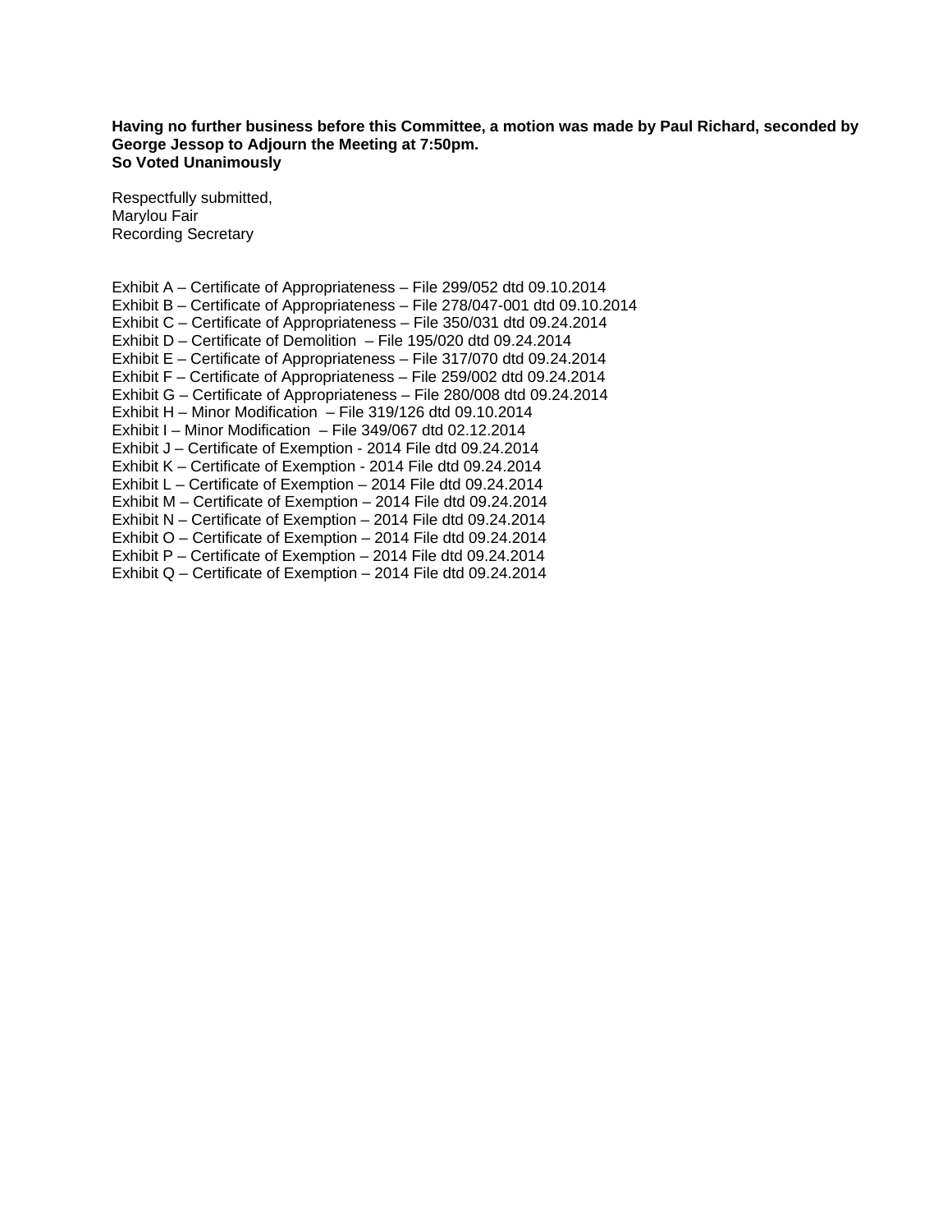**Having no further business before this Committee, a motion was made by Paul Richard, seconded by George Jessop to Adjourn the Meeting at 7:50pm.**
**So Voted Unanimously**

Respectfully submitted,
Marylou Fair
Recording Secretary

Exhibit A – Certificate of Appropriateness – File 299/052 dtd 09.10.2014
Exhibit B – Certificate of Appropriateness – File 278/047-001 dtd 09.10.2014
Exhibit C – Certificate of Appropriateness – File 350/031 dtd 09.24.2014
Exhibit D – Certificate of Demolition – File 195/020 dtd 09.24.2014
Exhibit E – Certificate of Appropriateness – File 317/070 dtd 09.24.2014
Exhibit F – Certificate of Appropriateness – File 259/002 dtd 09.24.2014
Exhibit G – Certificate of Appropriateness – File 280/008 dtd 09.24.2014
Exhibit H – Minor Modification – File 319/126 dtd 09.10.2014
Exhibit I – Minor Modification – File 349/067 dtd 02.12.2014
Exhibit J – Certificate of Exemption - 2014 File dtd 09.24.2014
Exhibit K – Certificate of Exemption - 2014 File dtd 09.24.2014
Exhibit L – Certificate of Exemption – 2014 File dtd 09.24.2014
Exhibit M – Certificate of Exemption – 2014 File dtd 09.24.2014
Exhibit N – Certificate of Exemption – 2014 File dtd 09.24.2014
Exhibit O – Certificate of Exemption – 2014 File dtd 09.24.2014
Exhibit P – Certificate of Exemption – 2014 File dtd 09.24.2014
Exhibit Q – Certificate of Exemption – 2014 File dtd 09.24.2014